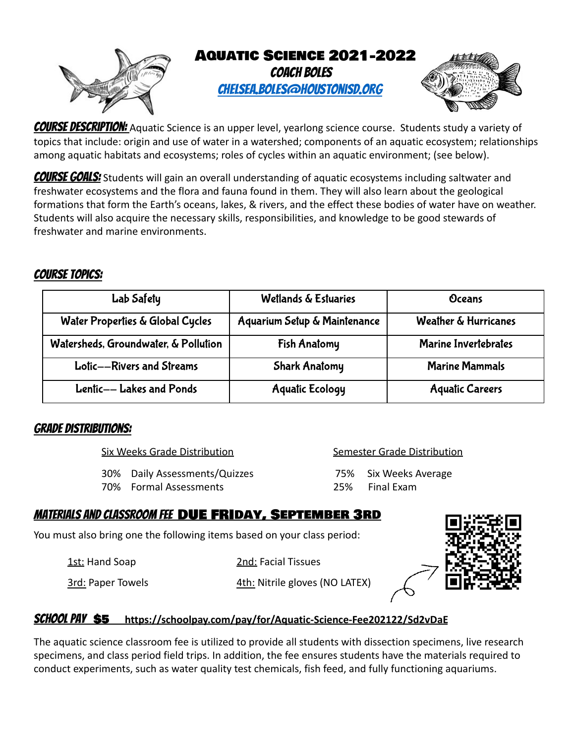# Aquatic Science 2021-2022

**Coach Boles**

**chelsea.boles@houstonisd.org**

**Course Description:** Aquatic Science is an upper level, yearlong science course. Students study a variety of topics that include: origin and use of water in a watershed; components of an aquatic ecosystem; relationships among aquatic habitats and ecosystems; roles of cycles within an aquatic environment; (see below).

**Course Goals:** Students will gain an overall understanding of aquatic ecosystems including saltwater and freshwater ecosystems and the flora and fauna found in them. They will also learn about the geological formations that form the Earth's oceans, lakes, & rivers, and the effect these bodies of water have on weather. Students will also acquire the necessary skills, responsibilities, and knowledge to be good stewards of freshwater and marine environments.

## Course Topics:

| | | |
|---|---|---|
| Lab Safety | Wetlands & Estuaries | Oceans |
| Water Properties & Global Cycles | Aquarium Setup & Maintenance | Weather & Hurricanes |
| Watersheds, Groundwater, & Pollution | Fish Anatomy | Marine Invertebrates |
| Lotic––Rivers and Streams | Shark Anatomy | Marine Mammals |
| Lentic–– Lakes and Ponds | Aquatic Ecology | Aquatic Careers |

## Grade Distributions:

Six Weeks Grade Distribution

- 30% Daily Assessments/Quizzes
- 70% Formal Assessments

Semester Grade Distribution

- 75% Six Weeks Average
- 25% Final Exam

## Materials and Classroom Fee **DUE FRIDAY, SEPTEMBER 3RD**

You must also bring one the following items based on your class period:

- 1st: Hand Soap
- 2nd: Facial Tissues
- 3rd: Paper Towels
- 4th: Nitrile gloves (NO LATEX)

## School Pay **$5** **https://schoolpay.com/pay/for/Aquatic-Science-Fee202122/Sd2vDaE**

The aquatic science classroom fee is utilized to provide all students with dissection specimens, live research specimens, and class period field trips. In addition, the fee ensures students have the materials required to conduct experiments, such as water quality test chemicals, fish feed, and fully functioning aquariums.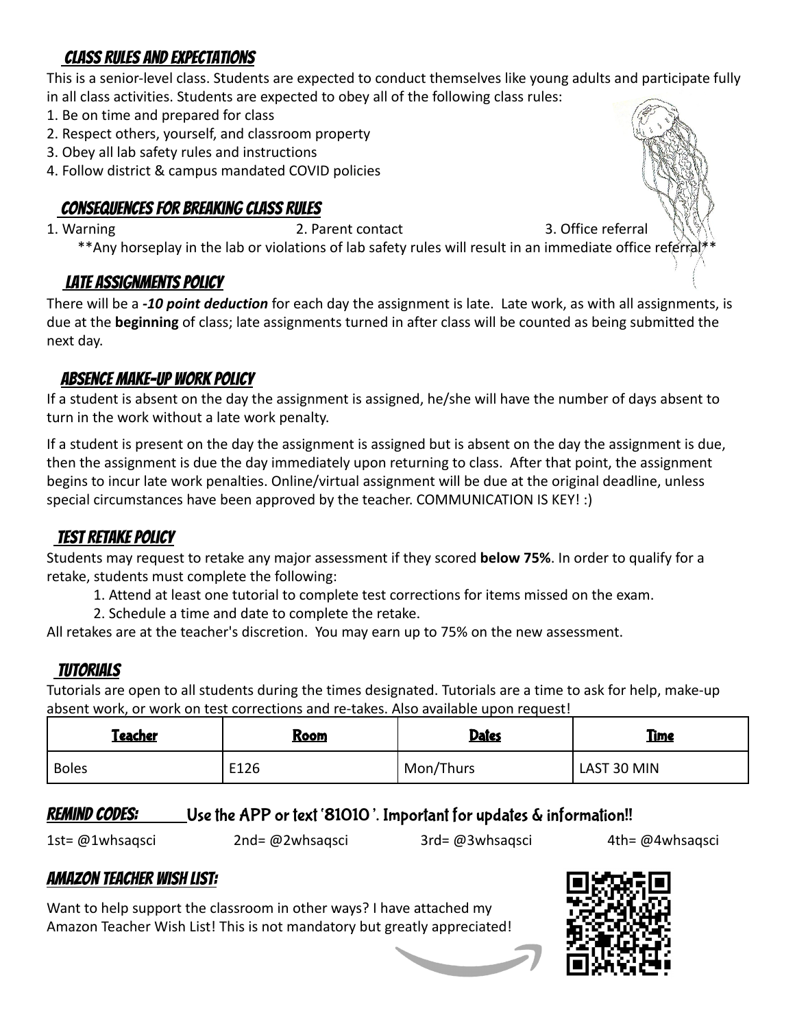## Class Rules and Expectations

This is a senior-level class. Students are expected to conduct themselves like young adults and participate fully in all class activities. Students are expected to obey all of the following class rules:

1. Be on time and prepared for class
2. Respect others, yourself, and classroom property
3. Obey all lab safety rules and instructions
4. Follow district & campus mandated COVID policies

## Consequences for Breaking Class Rules

1. Warning
2. Parent contact
3. Office referral

**Any horseplay in the lab or violations of lab safety rules will result in an immediate office referral**

## Late Assignments Policy

There will be a ***-10 point deduction*** for each day the assignment is late. Late work, as with all assignments, is due at the **beginning** of class; late assignments turned in after class will be counted as being submitted the next day.

## Absence Make-Up Work Policy

If a student is absent on the day the assignment is assigned, he/she will have the number of days absent to turn in the work without a late work penalty.

If a student is present on the day the assignment is assigned but is absent on the day the assignment is due, then the assignment is due the day immediately upon returning to class. After that point, the assignment begins to incur late work penalties. Online/virtual assignment will be due at the original deadline, unless special circumstances have been approved by the teacher. COMMUNICATION IS KEY! :)

## Test Retake Policy

Students may request to retake any major assessment if they scored **below 75%**. In order to qualify for a retake, students must complete the following:

1. Attend at least one tutorial to complete test corrections for items missed on the exam.
2. Schedule a time and date to complete the retake.

All retakes are at the teacher's discretion. You may earn up to 75% on the new assessment.

## Tutorials

Tutorials are open to all students during the times designated. Tutorials are a time to ask for help, make-up absent work, or work on test corrections and re-takes. Also available upon request!

| Teacher | Room | Dates | Time |
|---|---|---|---|
| Boles | E126 | Mon/Thurs | LAST 30 MIN |

## Remind Codes:

Use the APP or text '81010'. Important for updates & information!!

1st= @1whsaqsci    2nd= @2whsaqsci    3rd= @3whsaqsci    4th= @4whsaqsci

## Amazon Teacher Wish List:

Want to help support the classroom in other ways? I have attached my Amazon Teacher Wish List! This is not mandatory but greatly appreciated!